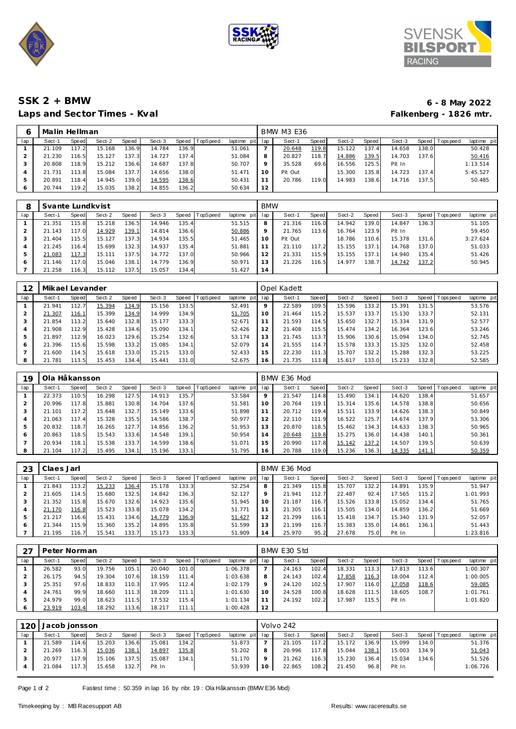# SSK 2 + BMW

## Laps and Sector Times - Kval

**6 - 8 May 2022**
**Falkenberg - 1826 mtr.**

| 6 | Malin Hellman | | | | | | | | BMW M3 E36 | | | | | | | | |
|---|---|---|---|---|---|---|---|---|---|---|---|---|---|---|---|---|---|
| lap | Sect-1 | Speed | Sect-2 | Speed | Sect-3 | Speed | TopSpeed | laptime pit | lap | Sect-1 | Speed | Sect-2 | Speed | Sect-3 | Speed | Topspeed | laptime pit |
| 1 | 21.109 | 117.2 | 15.168 | 136.9 | 14.784 | 136.9 | | 51.061 | 7 | 20.648 | 119.8 | 15.122 | 137.4 | 14.658 | 138.0 | | 50.428 |
| 2 | 21.230 | 116.5 | 15.127 | 137.3 | 14.727 | 137.4 | | 51.084 | 8 | 20.827 | 118.7 | 14.886 | 139.5 | 14.703 | 137.6 | | 50.416 |
| 3 | 20.808 | 118.9 | 15.212 | 136.6 | 14.687 | 137.8 | | 50.707 | 9 | 35.528 | 69.6 | 16.556 | 125.5 | Pit In | | | 1:13.514 |
| 4 | 21.731 | 113.8 | 15.084 | 137.7 | 14.656 | 138.0 | | 51.471 | 10 | Pit Out | | 15.300 | 135.8 | 14.723 | 137.4 | | 5:45.527 |
| 5 | 20.891 | 118.4 | 14.945 | 139.0 | 14.595 | 138.6 | | 50.431 | 11 | 20.786 | 119.0 | 14.983 | 138.6 | 14.716 | 137.5 | | 50.485 |
| 6 | 20.744 | 119.2 | 15.035 | 138.2 | 14.855 | 136.2 | | 50.634 | 12 | | | | | | | | |

| 8 | Svante Lundkvist | | | | | | | | BMW | | | | | | | | |
|---|---|---|---|---|---|---|---|---|---|---|---|---|---|---|---|---|---|
| lap | Sect-1 | Speed | Sect-2 | Speed | Sect-3 | Speed | TopSpeed | laptime pit | lap | Sect-1 | Speed | Sect-2 | Speed | Sect-3 | Speed | Topspeed | laptime pit |
| 1 | 21.351 | 115.8 | 15.218 | 136.5 | 14.946 | 135.4 | | 51.515 | 8 | 21.316 | 116.0 | 14.942 | 139.0 | 14.847 | 136.3 | | 51.105 |
| 2 | 21.143 | 117.0 | 14.929 | 139.1 | 14.814 | 136.6 | | 50.886 | 9 | 21.765 | 113.6 | 16.764 | 123.9 | Pit In | | | 59.450 |
| 3 | 21.404 | 115.5 | 15.127 | 137.3 | 14.934 | 135.5 | | 51.465 | 10 | Pit Out | | 18.786 | 110.6 | 15.378 | 131.6 | | 3:27.624 |
| 4 | 21.245 | 116.4 | 15.699 | 132.3 | 14.937 | 135.4 | | 51.881 | 11 | 21.110 | 117.2 | 15.155 | 137.1 | 14.768 | 137.0 | | 51.033 |
| 5 | 21.083 | 117.3 | 15.111 | 137.5 | 14.772 | 137.0 | | 50.966 | 12 | 21.331 | 115.9 | 15.155 | 137.1 | 14.940 | 135.4 | | 51.426 |
| 6 | 21.146 | 117.0 | 15.046 | 138.1 | 14.779 | 136.9 | | 50.971 | 13 | 21.226 | 116.5 | 14.977 | 138.7 | 14.742 | 137.2 | | 50.945 |
| 7 | 21.258 | 116.3 | 15.112 | 137.5 | 15.057 | 134.4 | | 51.427 | 14 | | | | | | | | |

| 12 | Mikael Levander | | | | | | | | Opel Kadett | | | | | | | | |
|---|---|---|---|---|---|---|---|---|---|---|---|---|---|---|---|---|---|
| lap | Sect-1 | Speed | Sect-2 | Speed | Sect-3 | Speed | TopSpeed | laptime pit | lap | Sect-1 | Speed | Sect-2 | Speed | Sect-3 | Speed | Topspeed | laptime pit |
| 1 | 21.941 | 112.7 | 15.394 | 134.9 | 15.156 | 133.5 | | 52.491 | 9 | 22.589 | 109.5 | 15.596 | 133.2 | 15.391 | 131.5 | | 53.576 |
| 2 | 21.307 | 116.1 | 15.399 | 134.9 | 14.999 | 134.9 | | 51.705 | 10 | 21.464 | 115.2 | 15.537 | 133.7 | 15.130 | 133.7 | | 52.131 |
| 3 | 21.854 | 113.2 | 15.640 | 132.8 | 15.177 | 133.3 | | 52.671 | 11 | 21.593 | 114.5 | 15.650 | 132.7 | 15.334 | 131.9 | | 52.577 |
| 4 | 21.908 | 112.9 | 15.428 | 134.6 | 15.090 | 134.1 | | 52.426 | 12 | 21.408 | 115.5 | 15.474 | 134.2 | 16.364 | 123.6 | | 53.246 |
| 5 | 21.897 | 112.9 | 16.023 | 129.6 | 15.254 | 132.6 | | 53.174 | 13 | 21.745 | 113.7 | 15.906 | 130.6 | 15.094 | 134.0 | | 52.745 |
| 6 | 21.396 | 115.6 | 15.598 | 133.2 | 15.085 | 134.1 | | 52.079 | 14 | 21.555 | 114.7 | 15.578 | 133.3 | 15.325 | 132.0 | | 52.458 |
| 7 | 21.600 | 114.5 | 15.618 | 133.0 | 15.215 | 133.0 | | 52.433 | 15 | 22.230 | 111.3 | 15.707 | 132.2 | 15.288 | 132.3 | | 53.225 |
| 8 | 21.781 | 113.5 | 15.453 | 134.4 | 15.441 | 131.0 | | 52.675 | 16 | 21.735 | 113.8 | 15.617 | 133.0 | 15.233 | 132.8 | | 52.585 |

| 19 | Ola Håkansson | | | | | | | | BMW E36 Mod | | | | | | | | |
|---|---|---|---|---|---|---|---|---|---|---|---|---|---|---|---|---|---|
| lap | Sect-1 | Speed | Sect-2 | Speed | Sect-3 | Speed | TopSpeed | laptime pit | lap | Sect-1 | Speed | Sect-2 | Speed | Sect-3 | Speed | Topspeed | laptime pit |
| 1 | 22.373 | 110.5 | 16.298 | 127.5 | 14.913 | 135.7 | | 53.584 | 9 | 21.547 | 114.8 | 15.490 | 134.1 | 14.620 | 138.4 | | 51.657 |
| 2 | 20.996 | 117.8 | 15.881 | 130.8 | 14.704 | 137.6 | | 51.581 | 10 | 20.764 | 119.1 | 15.314 | 135.6 | 14.578 | 138.8 | | 50.656 |
| 3 | 21.101 | 117.2 | 15.648 | 132.7 | 15.149 | 133.6 | | 51.898 | 11 | 20.712 | 119.4 | 15.511 | 133.9 | 14.626 | 138.3 | | 50.849 |
| 4 | 21.063 | 117.4 | 15.328 | 135.5 | 14.586 | 138.7 | | 50.977 | 12 | 22.110 | 111.9 | 16.522 | 125.7 | 14.674 | 137.9 | | 53.306 |
| 5 | 20.832 | 118.7 | 16.265 | 127.7 | 14.856 | 136.2 | | 51.953 | 13 | 20.870 | 118.5 | 15.462 | 134.3 | 14.633 | 138.3 | | 50.965 |
| 6 | 20.863 | 118.5 | 15.543 | 133.6 | 14.548 | 139.1 | | 50.954 | 14 | 20.648 | 119.8 | 15.275 | 136.0 | 14.438 | 140.1 | | 50.361 |
| 7 | 20.934 | 118.1 | 15.538 | 133.7 | 14.599 | 138.6 | | 51.071 | 15 | 20.990 | 117.8 | 15.142 | 137.2 | 14.507 | 139.5 | | 50.639 |
| 8 | 21.104 | 117.2 | 15.495 | 134.1 | 15.196 | 133.1 | | 51.795 | 16 | 20.788 | 119.0 | 15.236 | 136.3 | 14.335 | 141.1 | | 50.359 |

| 23 | Claes Jarl | | | | | | | | BMW E36 Mod | | | | | | | | |
|---|---|---|---|---|---|---|---|---|---|---|---|---|---|---|---|---|---|
| lap | Sect-1 | Speed | Sect-2 | Speed | Sect-3 | Speed | TopSpeed | laptime pit | lap | Sect-1 | Speed | Sect-2 | Speed | Sect-3 | Speed | Topspeed | laptime pit |
| 1 | 21.843 | 113.2 | 15.233 | 136.4 | 15.178 | 133.3 | | 52.254 | 8 | 21.349 | 115.8 | 15.707 | 132.2 | 14.891 | 135.9 | | 51.947 |
| 2 | 21.605 | 114.5 | 15.680 | 132.5 | 14.842 | 136.3 | | 52.127 | 9 | 21.941 | 112.7 | 22.487 | 92.4 | 17.565 | 115.2 | | 1:01.993 |
| 3 | 21.352 | 115.8 | 15.670 | 132.6 | 14.923 | 135.6 | | 51.945 | 10 | 21.187 | 116.7 | 15.526 | 133.8 | 15.052 | 134.4 | | 51.765 |
| 4 | 21.170 | 116.8 | 15.523 | 133.8 | 15.078 | 134.2 | | 51.771 | 11 | 21.305 | 116.1 | 15.505 | 134.0 | 14.859 | 136.2 | | 51.669 |
| 5 | 21.217 | 116.6 | 15.431 | 134.6 | 14.779 | 136.9 | | 51.427 | 12 | 21.299 | 116.1 | 15.418 | 134.7 | 15.340 | 131.9 | | 52.057 |
| 6 | 21.344 | 115.9 | 15.360 | 135.2 | 14.895 | 135.8 | | 51.599 | 13 | 21.199 | 116.7 | 15.383 | 135.0 | 14.861 | 136.1 | | 51.443 |
| 7 | 21.195 | 116.7 | 15.541 | 133.7 | 15.173 | 133.3 | | 51.909 | 14 | 25.970 | 95.2 | 27.678 | 75.0 | Pit In | | | 1:23.816 |

| 27 | Peter Norman | | | | | | | | BMW E30 Std | | | | | | | | |
|---|---|---|---|---|---|---|---|---|---|---|---|---|---|---|---|---|---|
| lap | Sect-1 | Speed | Sect-2 | Speed | Sect-3 | Speed | TopSpeed | laptime pit | lap | Sect-1 | Speed | Sect-2 | Speed | Sect-3 | Speed | Topspeed | laptime pit |
| 1 | 26.582 | 93.0 | 19.756 | 105.1 | 20.040 | 101.0 | | 1:06.378 | 7 | 24.163 | 102.4 | 18.331 | 113.3 | 17.813 | 113.6 | | 1:00.307 |
| 2 | 26.175 | 94.5 | 19.304 | 107.6 | 18.159 | 111.4 | | 1:03.638 | 8 | 24.143 | 102.4 | 17.858 | 116.3 | 18.004 | 112.4 | | 1:00.005 |
| 3 | 25.351 | 97.6 | 18.833 | 110.3 | 17.995 | 112.4 | | 1:02.179 | 9 | 24.120 | 102.5 | 17.907 | 116.0 | 17.058 | 118.6 | | 59.085 |
| 4 | 24.761 | 99.9 | 18.660 | 111.3 | 18.209 | 111.1 | | 1:01.630 | 10 | 24.528 | 100.8 | 18.628 | 111.5 | 18.605 | 108.7 | | 1:01.761 |
| 5 | 24.979 | 99.0 | 18.623 | 111.5 | 17.532 | 115.4 | | 1:01.134 | 11 | 24.192 | 102.2 | 17.987 | 115.5 | Pit In | | | 1:01.820 |
| 6 | 23.919 | 103.4 | 18.292 | 113.6 | 18.217 | 111.1 | | 1:00.428 | 12 | | | | | | | | |

| 120 | Jacob Jonsson | | | | | | | | Volvo 242 | | | | | | | | |
|---|---|---|---|---|---|---|---|---|---|---|---|---|---|---|---|---|---|
| lap | Sect-1 | Speed | Sect-2 | Speed | Sect-3 | Speed | TopSpeed | laptime pit | lap | Sect-1 | Speed | Sect-2 | Speed | Sect-3 | Speed | Topspeed | laptime pit |
| 1 | 21.589 | 114.6 | 15.203 | 136.6 | 15.081 | 134.2 | | 51.873 | 7 | 21.105 | 117.2 | 15.172 | 136.9 | 15.099 | 134.0 | | 51.376 |
| 2 | 21.269 | 116.3 | 15.036 | 138.1 | 14.897 | 135.8 | | 51.202 | 8 | 20.996 | 117.8 | 15.044 | 138.1 | 15.003 | 134.9 | | 51.043 |
| 3 | 20.977 | 117.9 | 15.106 | 137.5 | 15.087 | 134.1 | | 51.170 | 9 | 21.262 | 116.3 | 15.230 | 136.4 | 15.034 | 134.6 | | 51.526 |
| 4 | 21.084 | 117.3 | 15.658 | 132.7 | Pit In | | | 53.939 | 10 | 22.865 | 108.2 | 21.450 | 96.8 | Pit In | | | 1:06.726 |

Fastest time : 50.359 in lap 16 by nbr. 19 : Ola Håkansson (BMW E36 Mod)

Timekeeping by : MB Racesupport AB

Results: www.raceresults.se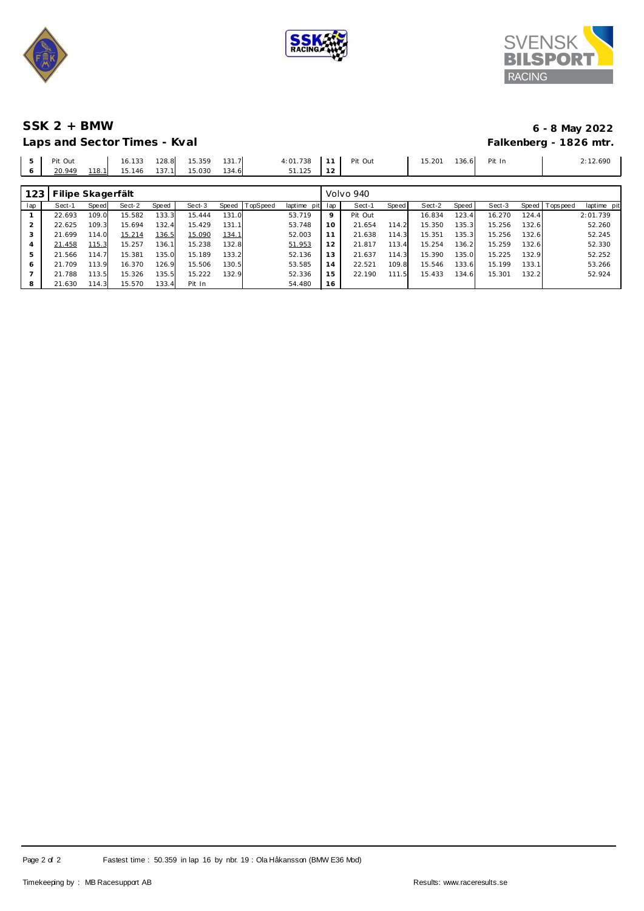## SSK 2 + BMW

**6 - 8 May 2022**

### Laps and Sector Times - Kval

**Falkenberg - 1826 mtr.**

| lap | Sect-1 | Speed | Sect-2 | Speed | Sect-3 | Speed | TopSpeed | laptime pit | lap | Sect-1 | Speed | Sect-2 | Speed | Sect-3 | Speed | Topspeed | laptime pit |
|---|---|---|---|---|---|---|---|---|---|---|---|---|---|---|---|---|---|
| 5 | Pit Out | | 16.133 | 128.8 | 15.359 | 131.7 | | 4:01.738 | 11 | Pit Out | | 15.201 | 136.6 | Pit In | | | 2:12.690 |
| 6 | 20.949 | 118.1 | 15.146 | 137.1 | 15.030 | 134.6 | | 51.125 | 12 | | | | | | | | |

**123 Filipe Skagerfält** — Volvo 940

| lap | Sect-1 | Speed | Sect-2 | Speed | Sect-3 | Speed | TopSpeed | laptime pit | lap | Sect-1 | Speed | Sect-2 | Speed | Sect-3 | Speed | Topspeed | laptime pit |
|---|---|---|---|---|---|---|---|---|---|---|---|---|---|---|---|---|---|
| 1 | 22.693 | 109.0 | 15.582 | 133.3 | 15.444 | 131.0 | | 53.719 | 9 | Pit Out | | 16.834 | 123.4 | 16.270 | 124.4 | | 2:01.739 |
| 2 | 22.625 | 109.3 | 15.694 | 132.4 | 15.429 | 131.1 | | 53.748 | 10 | 21.654 | 114.2 | 15.350 | 135.3 | 15.256 | 132.6 | | 52.260 |
| 3 | 21.699 | 114.0 | 15.214 | 136.5 | 15.090 | 134.1 | | 52.003 | 11 | 21.638 | 114.3 | 15.351 | 135.3 | 15.256 | 132.6 | | 52.245 |
| 4 | 21.458 | 115.3 | 15.257 | 136.1 | 15.238 | 132.8 | | 51.953 | 12 | 21.817 | 113.4 | 15.254 | 136.2 | 15.259 | 132.6 | | 52.330 |
| 5 | 21.566 | 114.7 | 15.381 | 135.0 | 15.189 | 133.2 | | 52.136 | 13 | 21.637 | 114.3 | 15.390 | 135.0 | 15.225 | 132.9 | | 52.252 |
| 6 | 21.709 | 113.9 | 16.370 | 126.9 | 15.506 | 130.5 | | 53.585 | 14 | 22.521 | 109.8 | 15.546 | 133.6 | 15.199 | 133.1 | | 53.266 |
| 7 | 21.788 | 113.5 | 15.326 | 135.5 | 15.222 | 132.9 | | 52.336 | 15 | 22.190 | 111.5 | 15.433 | 134.6 | 15.301 | 132.2 | | 52.924 |
| 8 | 21.630 | 114.3 | 15.570 | 133.4 | Pit In | | | 54.480 | 16 | | | | | | | | |

Fastest time : 50.359 in lap 16 by nbr. 19 : Ola Håkansson (BMW E36 Mod)

Timekeeping by : MB Racesupport AB

Results: www.raceresults.se